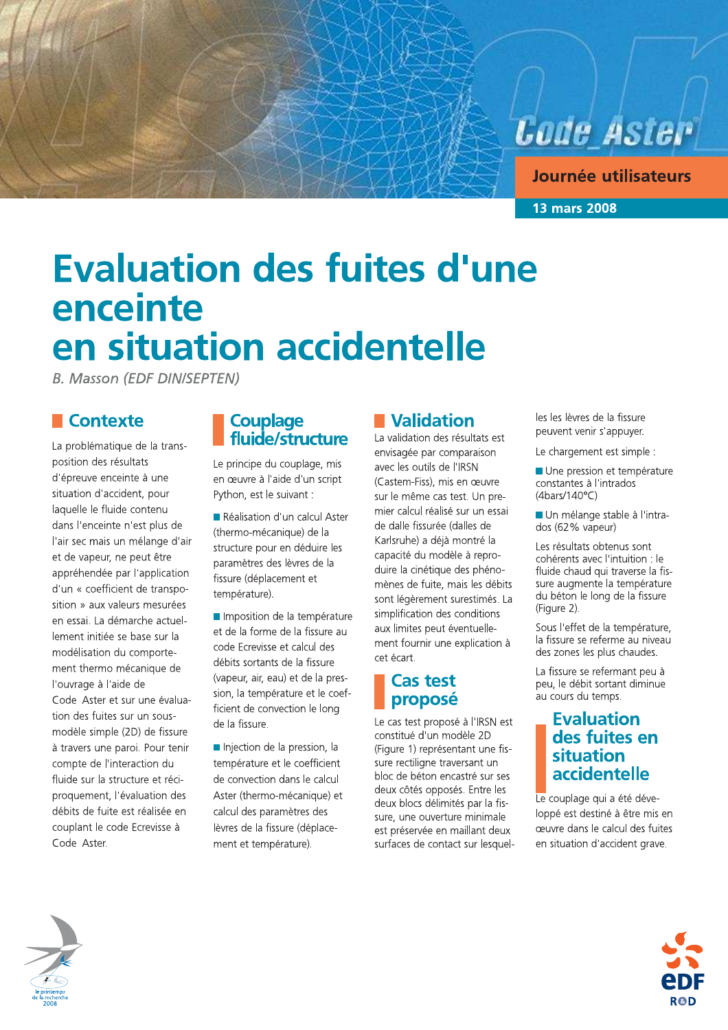Code_Aster

Journée utilisateurs

13 mars 2008

# Evaluation des fuites d'une enceinte en situation accidentelle

*B. Masson (EDF DIN/SEPTEN)*

## Contexte

La problématique de la transposition des résultats d'épreuve enceinte à une situation d'accident, pour laquelle le fluide contenu dans l'enceinte n'est plus de l'air sec mais un mélange d'air et de vapeur, ne peut être appréhendée par l'application d'un « coefficient de transposition » aux valeurs mesurées en essai. La démarche actuellement initiée se base sur la modélisation du comportement thermo mécanique de l'ouvrage à l'aide de Code Aster et sur une évaluation des fuites sur un sous-modèle simple (2D) de fissure à travers une paroi. Pour tenir compte de l'interaction du fluide sur la structure et réciproquement, l'évaluation des débits de fuite est réalisée en couplant le code Ecrevisse à Code Aster.

## Couplage fluide/structure

Le principe du couplage, mis en œuvre à l'aide d'un script Python, est le suivant :

- Réalisation d'un calcul Aster (thermo-mécanique) de la structure pour en déduire les paramètres des lèvres de la fissure (déplacement et température).
- Imposition de la température et de la forme de la fissure au code Ecrevisse et calcul des débits sortants de la fissure (vapeur, air, eau) et de la pression, la température et le coefficient de convection le long de la fissure.
- Injection de la pression, la température et le coefficient de convection dans le calcul Aster (thermo-mécanique) et calcul des paramètres des lèvres de la fissure (déplacement et température).

## Validation

La validation des résultats est envisagée par comparaison avec les outils de l'IRSN (Castem-Fiss), mis en œuvre sur le même cas test. Un premier calcul réalisé sur un essai de dalle fissurée (dalles de Karlsruhe) a déjà montré la capacité du modèle à reproduire la cinétique des phénomènes de fuite, mais les débits sont légèrement surestimés. La simplification des conditions aux limites peut éventuellement fournir une explication à cet écart.

## Cas test proposé

Le cas test proposé à l'IRSN est constitué d'un modèle 2D (Figure 1) représentant une fissure rectiligne traversant un bloc de béton encastré sur ses deux côtés opposés. Entre les deux blocs délimités par la fissure, une ouverture minimale est préservée en maillant deux surfaces de contact sur lesquelles les lèvres de la fissure peuvent venir s'appuyer.

Le chargement est simple :

- Une pression et température constantes à l'intrados (4bars/140°C)
- Un mélange stable à l'intrados (62% vapeur)

Les résultats obtenus sont cohérents avec l'intuition : le fluide chaud qui traverse la fissure augmente la température du béton le long de la fissure (Figure 2).

Sous l'effet de la température, la fissure se referme au niveau des zones les plus chaudes.

La fissure se refermant peu à peu, le débit sortant diminue au cours du temps.

## Evaluation des fuites en situation accidentelle

Le couplage qui a été développé est destiné à être mis en œuvre dans le calcul des fuites en situation d'accident grave.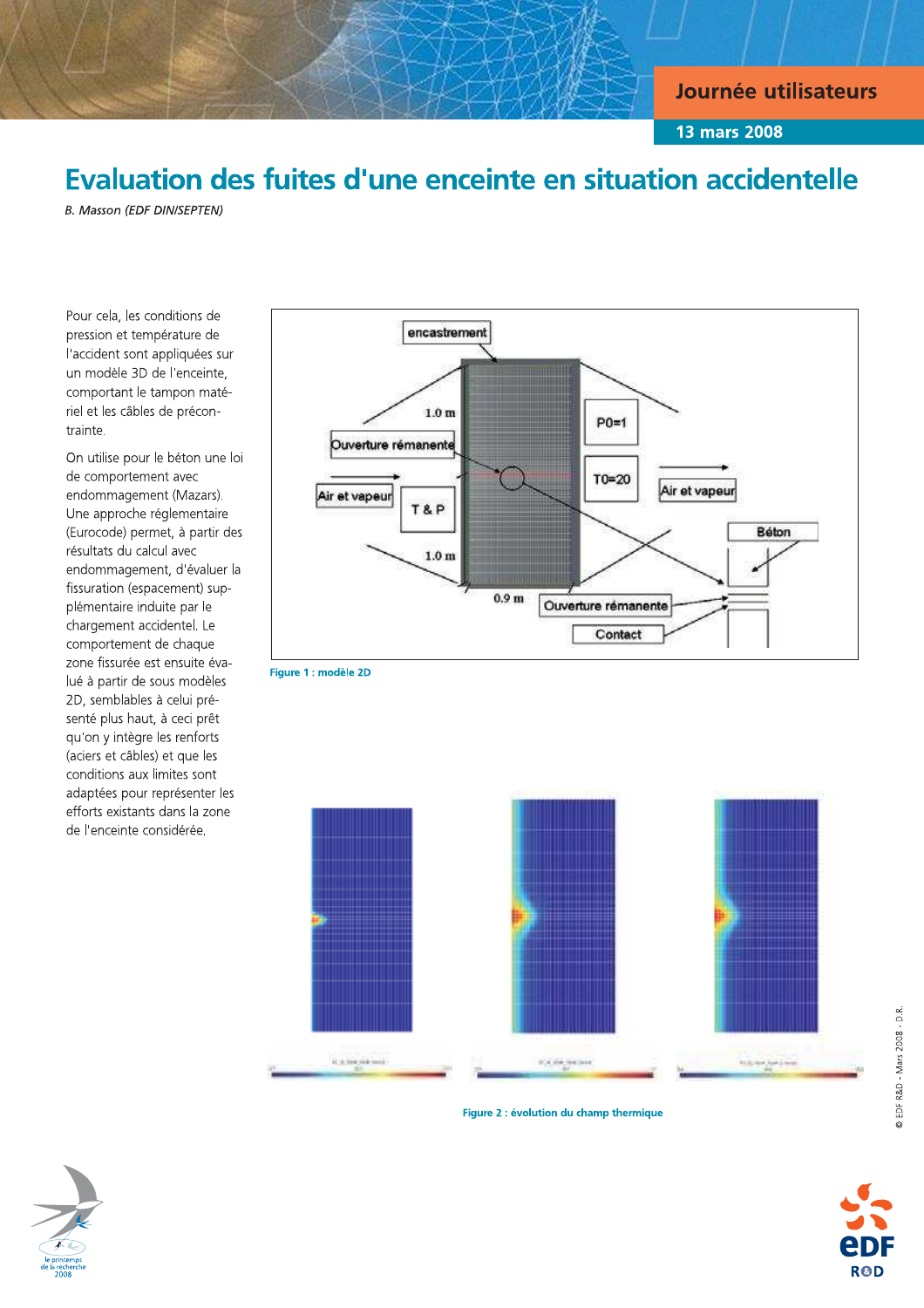# Evaluation des fuites d'une enceinte en situation accidentelle

*B. Masson (EDF DIN/SEPTEN)*

Pour cela, les conditions de pression et température de l'accident sont appliquées sur un modèle 3D de l'enceinte, comportant le tampon matériel et les câbles de précontrainte.

On utilise pour le béton une loi de comportement avec endommagement (Mazars). Une approche réglementaire (Eurocode) permet, à partir des résultats du calcul avec endommagement, d'évaluer la fissuration (espacement) supplémentaire induite par le chargement accidentel. Le comportement de chaque zone fissurée est ensuite évalué à partir de sous modèles 2D, semblables à celui présenté plus haut, à ceci prêt qu'on y intègre les renforts (aciers et câbles) et que les conditions aux limites sont adaptées pour représenter les efforts existants dans la zone de l'enceinte considérée.

encastrement
1.0 m
Ouverture rémanente
Air et vapeur
T & P
1.0 m
0.9 m
P0=1
T0=20
Air et vapeur
Béton
Ouverture rémanente
Contact

Figure 1 : modèle 2D

Figure 2 : évolution du champ thermique